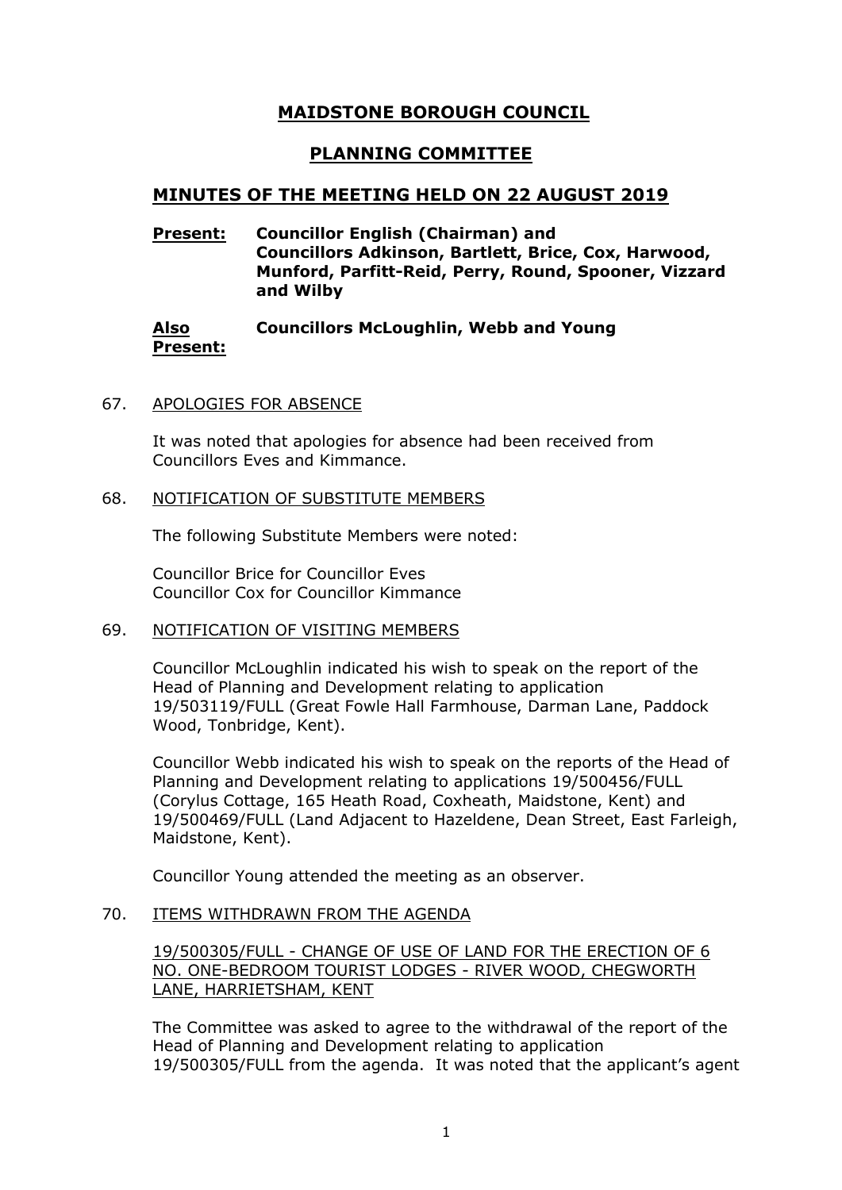# MAIDSTONE BOROUGH COUNCIL

## PLANNING COMMITTEE

## MINUTES OF THE MEETING HELD ON 22 AUGUST 2019

**Present:** **Councillor English (Chairman) and Councillors Adkinson, Bartlett, Brice, Cox, Harwood, Munford, Parfitt-Reid, Perry, Round, Spooner, Vizzard and Wilby**

**Also Present:** **Councillors McLoughlin, Webb and Young**

67. APOLOGIES FOR ABSENCE

It was noted that apologies for absence had been received from Councillors Eves and Kimmance.

68. NOTIFICATION OF SUBSTITUTE MEMBERS

The following Substitute Members were noted:

Councillor Brice for Councillor Eves
Councillor Cox for Councillor Kimmance

69. NOTIFICATION OF VISITING MEMBERS

Councillor McLoughlin indicated his wish to speak on the report of the Head of Planning and Development relating to application 19/503119/FULL (Great Fowle Hall Farmhouse, Darman Lane, Paddock Wood, Tonbridge, Kent).

Councillor Webb indicated his wish to speak on the reports of the Head of Planning and Development relating to applications 19/500456/FULL (Corylus Cottage, 165 Heath Road, Coxheath, Maidstone, Kent) and 19/500469/FULL (Land Adjacent to Hazeldene, Dean Street, East Farleigh, Maidstone, Kent).

Councillor Young attended the meeting as an observer.

70. ITEMS WITHDRAWN FROM THE AGENDA

19/500305/FULL - CHANGE OF USE OF LAND FOR THE ERECTION OF 6 NO. ONE-BEDROOM TOURIST LODGES - RIVER WOOD, CHEGWORTH LANE, HARRIETSHAM, KENT

The Committee was asked to agree to the withdrawal of the report of the Head of Planning and Development relating to application 19/500305/FULL from the agenda. It was noted that the applicant's agent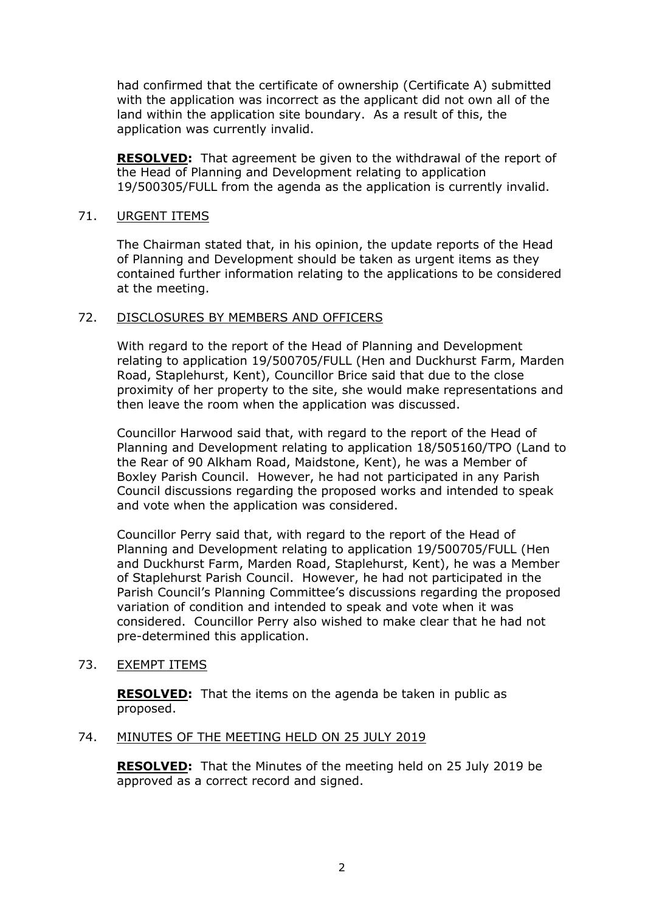had confirmed that the certificate of ownership (Certificate A) submitted with the application was incorrect as the applicant did not own all of the land within the application site boundary. As a result of this, the application was currently invalid.

**RESOLVED:** That agreement be given to the withdrawal of the report of the Head of Planning and Development relating to application 19/500305/FULL from the agenda as the application is currently invalid.

71. URGENT ITEMS

The Chairman stated that, in his opinion, the update reports of the Head of Planning and Development should be taken as urgent items as they contained further information relating to the applications to be considered at the meeting.

72. DISCLOSURES BY MEMBERS AND OFFICERS

With regard to the report of the Head of Planning and Development relating to application 19/500705/FULL (Hen and Duckhurst Farm, Marden Road, Staplehurst, Kent), Councillor Brice said that due to the close proximity of her property to the site, she would make representations and then leave the room when the application was discussed.

Councillor Harwood said that, with regard to the report of the Head of Planning and Development relating to application 18/505160/TPO (Land to the Rear of 90 Alkham Road, Maidstone, Kent), he was a Member of Boxley Parish Council. However, he had not participated in any Parish Council discussions regarding the proposed works and intended to speak and vote when the application was considered.

Councillor Perry said that, with regard to the report of the Head of Planning and Development relating to application 19/500705/FULL (Hen and Duckhurst Farm, Marden Road, Staplehurst, Kent), he was a Member of Staplehurst Parish Council. However, he had not participated in the Parish Council's Planning Committee's discussions regarding the proposed variation of condition and intended to speak and vote when it was considered. Councillor Perry also wished to make clear that he had not pre-determined this application.

73. EXEMPT ITEMS

**RESOLVED:** That the items on the agenda be taken in public as proposed.

74. MINUTES OF THE MEETING HELD ON 25 JULY 2019

**RESOLVED:** That the Minutes of the meeting held on 25 July 2019 be approved as a correct record and signed.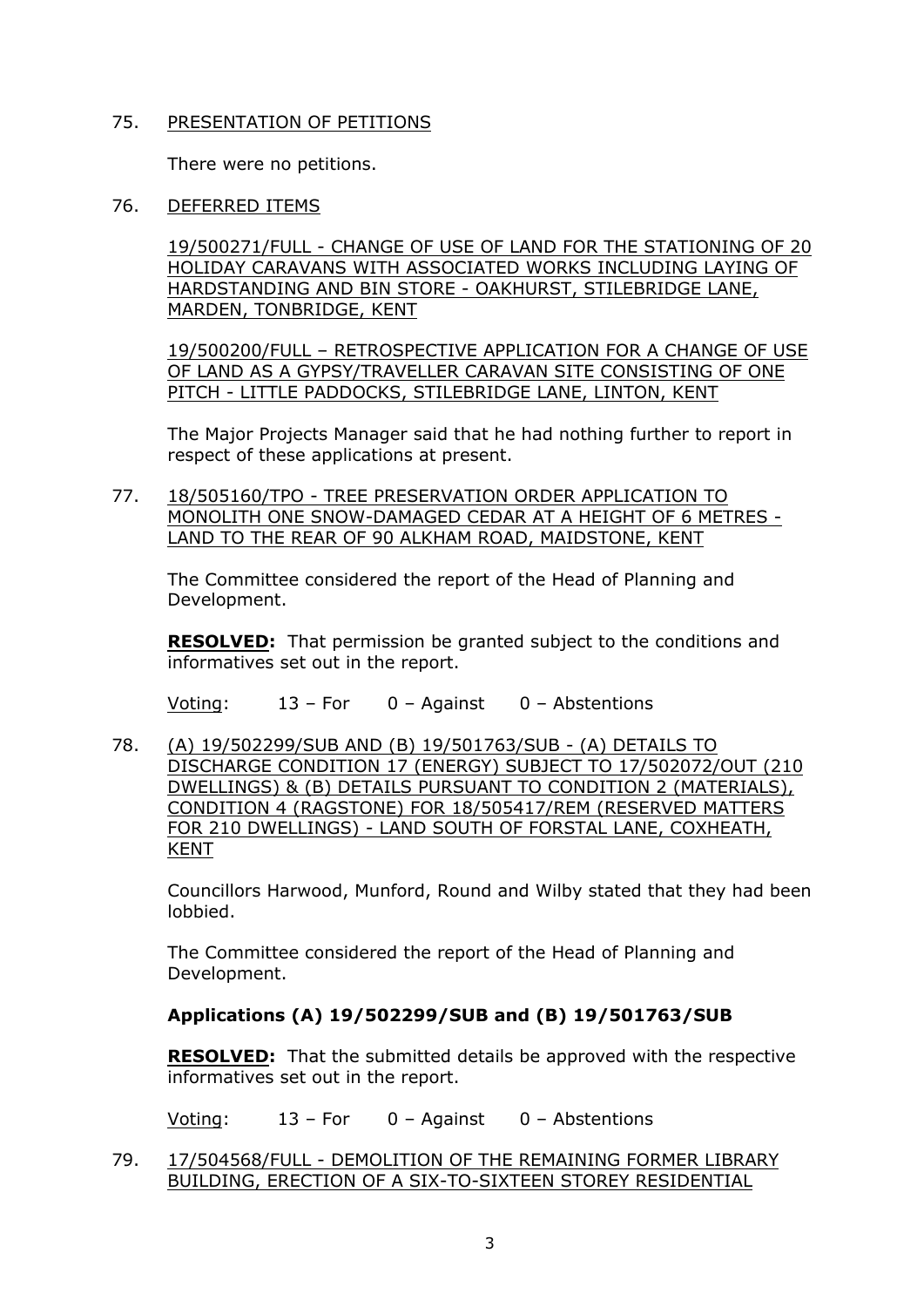75. PRESENTATION OF PETITIONS

There were no petitions.

76. DEFERRED ITEMS

19/500271/FULL - CHANGE OF USE OF LAND FOR THE STATIONING OF 20 HOLIDAY CARAVANS WITH ASSOCIATED WORKS INCLUDING LAYING OF HARDSTANDING AND BIN STORE - OAKHURST, STILEBRIDGE LANE, MARDEN, TONBRIDGE, KENT

19/500200/FULL – RETROSPECTIVE APPLICATION FOR A CHANGE OF USE OF LAND AS A GYPSY/TRAVELLER CARAVAN SITE CONSISTING OF ONE PITCH - LITTLE PADDOCKS, STILEBRIDGE LANE, LINTON, KENT

The Major Projects Manager said that he had nothing further to report in respect of these applications at present.

77. 18/505160/TPO - TREE PRESERVATION ORDER APPLICATION TO MONOLITH ONE SNOW-DAMAGED CEDAR AT A HEIGHT OF 6 METRES - LAND TO THE REAR OF 90 ALKHAM ROAD, MAIDSTONE, KENT

The Committee considered the report of the Head of Planning and Development.

**RESOLVED:** That permission be granted subject to the conditions and informatives set out in the report.

Voting: 13 – For 0 – Against 0 – Abstentions

78. (A) 19/502299/SUB AND (B) 19/501763/SUB - (A) DETAILS TO DISCHARGE CONDITION 17 (ENERGY) SUBJECT TO 17/502072/OUT (210 DWELLINGS) & (B) DETAILS PURSUANT TO CONDITION 2 (MATERIALS), CONDITION 4 (RAGSTONE) FOR 18/505417/REM (RESERVED MATTERS FOR 210 DWELLINGS) - LAND SOUTH OF FORSTAL LANE, COXHEATH, KENT

Councillors Harwood, Munford, Round and Wilby stated that they had been lobbied.

The Committee considered the report of the Head of Planning and Development.

**Applications (A) 19/502299/SUB and (B) 19/501763/SUB**

**RESOLVED:** That the submitted details be approved with the respective informatives set out in the report.

Voting: 13 – For 0 – Against 0 – Abstentions

79. 17/504568/FULL - DEMOLITION OF THE REMAINING FORMER LIBRARY BUILDING, ERECTION OF A SIX-TO-SIXTEEN STOREY RESIDENTIAL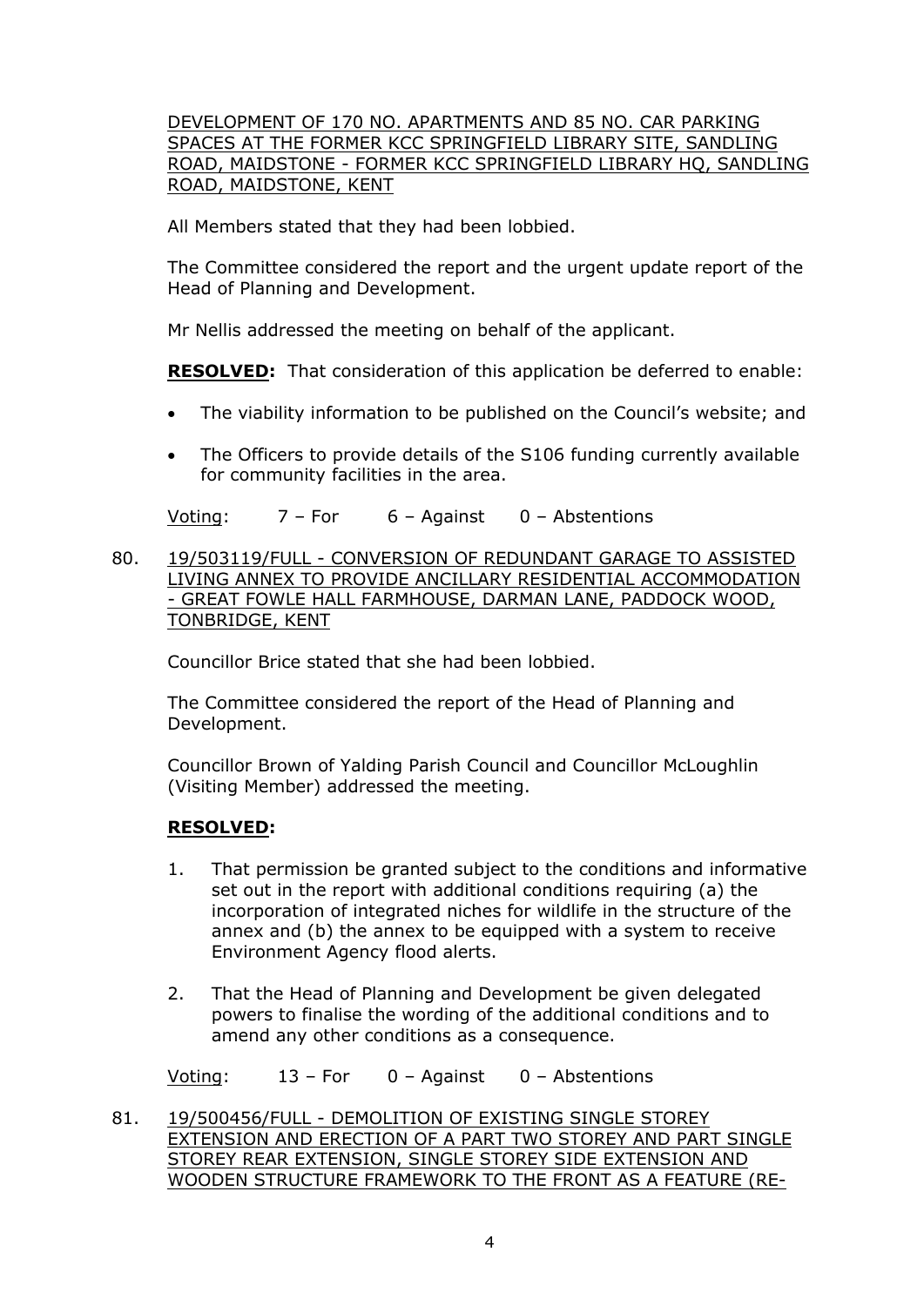<u>DEVELOPMENT OF 170 NO. APARTMENTS AND 85 NO. CAR PARKING SPACES AT THE FORMER KCC SPRINGFIELD LIBRARY SITE, SANDLING ROAD, MAIDSTONE - FORMER KCC SPRINGFIELD LIBRARY HQ, SANDLING ROAD, MAIDSTONE, KENT</u>

All Members stated that they had been lobbied.

The Committee considered the report and the urgent update report of the Head of Planning and Development.

Mr Nellis addressed the meeting on behalf of the applicant.

**<u>RESOLVED</u>:** That consideration of this application be deferred to enable:

- The viability information to be published on the Council's website; and
- The Officers to provide details of the S106 funding currently available for community facilities in the area.

<u>Voting</u>: 7 – For 6 – Against 0 – Abstentions

80. <u>19/503119/FULL - CONVERSION OF REDUNDANT GARAGE TO ASSISTED LIVING ANNEX TO PROVIDE ANCILLARY RESIDENTIAL ACCOMMODATION - GREAT FOWLE HALL FARMHOUSE, DARMAN LANE, PADDOCK WOOD, TONBRIDGE, KENT</u>

Councillor Brice stated that she had been lobbied.

The Committee considered the report of the Head of Planning and Development.

Councillor Brown of Yalding Parish Council and Councillor McLoughlin (Visiting Member) addressed the meeting.

**<u>RESOLVED</u>:**

1. That permission be granted subject to the conditions and informative set out in the report with additional conditions requiring (a) the incorporation of integrated niches for wildlife in the structure of the annex and (b) the annex to be equipped with a system to receive Environment Agency flood alerts.
2. That the Head of Planning and Development be given delegated powers to finalise the wording of the additional conditions and to amend any other conditions as a consequence.

<u>Voting</u>: 13 – For 0 – Against 0 – Abstentions

81. <u>19/500456/FULL - DEMOLITION OF EXISTING SINGLE STOREY EXTENSION AND ERECTION OF A PART TWO STOREY AND PART SINGLE STOREY REAR EXTENSION, SINGLE STOREY SIDE EXTENSION AND WOODEN STRUCTURE FRAMEWORK TO THE FRONT AS A FEATURE (RE-</u>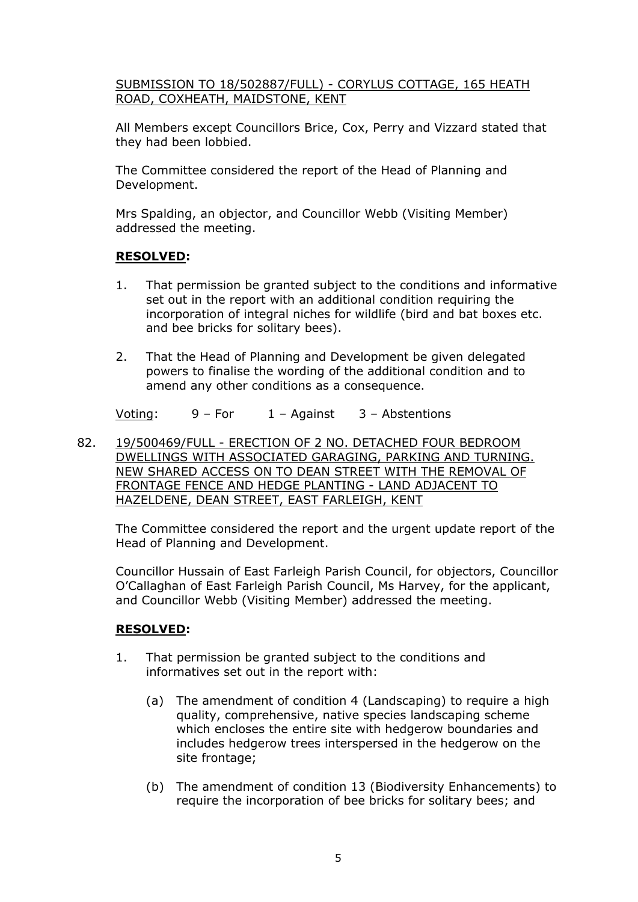SUBMISSION TO 18/502887/FULL) - CORYLUS COTTAGE, 165 HEATH ROAD, COXHEATH, MAIDSTONE, KENT

All Members except Councillors Brice, Cox, Perry and Vizzard stated that they had been lobbied.

The Committee considered the report of the Head of Planning and Development.

Mrs Spalding, an objector, and Councillor Webb (Visiting Member) addressed the meeting.

**RESOLVED:**

1. That permission be granted subject to the conditions and informative set out in the report with an additional condition requiring the incorporation of integral niches for wildlife (bird and bat boxes etc. and bee bricks for solitary bees).

2. That the Head of Planning and Development be given delegated powers to finalise the wording of the additional condition and to amend any other conditions as a consequence.

Voting: 9 – For 1 – Against 3 – Abstentions

82. 19/500469/FULL - ERECTION OF 2 NO. DETACHED FOUR BEDROOM DWELLINGS WITH ASSOCIATED GARAGING, PARKING AND TURNING. NEW SHARED ACCESS ON TO DEAN STREET WITH THE REMOVAL OF FRONTAGE FENCE AND HEDGE PLANTING - LAND ADJACENT TO HAZELDENE, DEAN STREET, EAST FARLEIGH, KENT

The Committee considered the report and the urgent update report of the Head of Planning and Development.

Councillor Hussain of East Farleigh Parish Council, for objectors, Councillor O'Callaghan of East Farleigh Parish Council, Ms Harvey, for the applicant, and Councillor Webb (Visiting Member) addressed the meeting.

**RESOLVED:**

1. That permission be granted subject to the conditions and informatives set out in the report with:

   (a) The amendment of condition 4 (Landscaping) to require a high quality, comprehensive, native species landscaping scheme which encloses the entire site with hedgerow boundaries and includes hedgerow trees interspersed in the hedgerow on the site frontage;

   (b) The amendment of condition 13 (Biodiversity Enhancements) to require the incorporation of bee bricks for solitary bees; and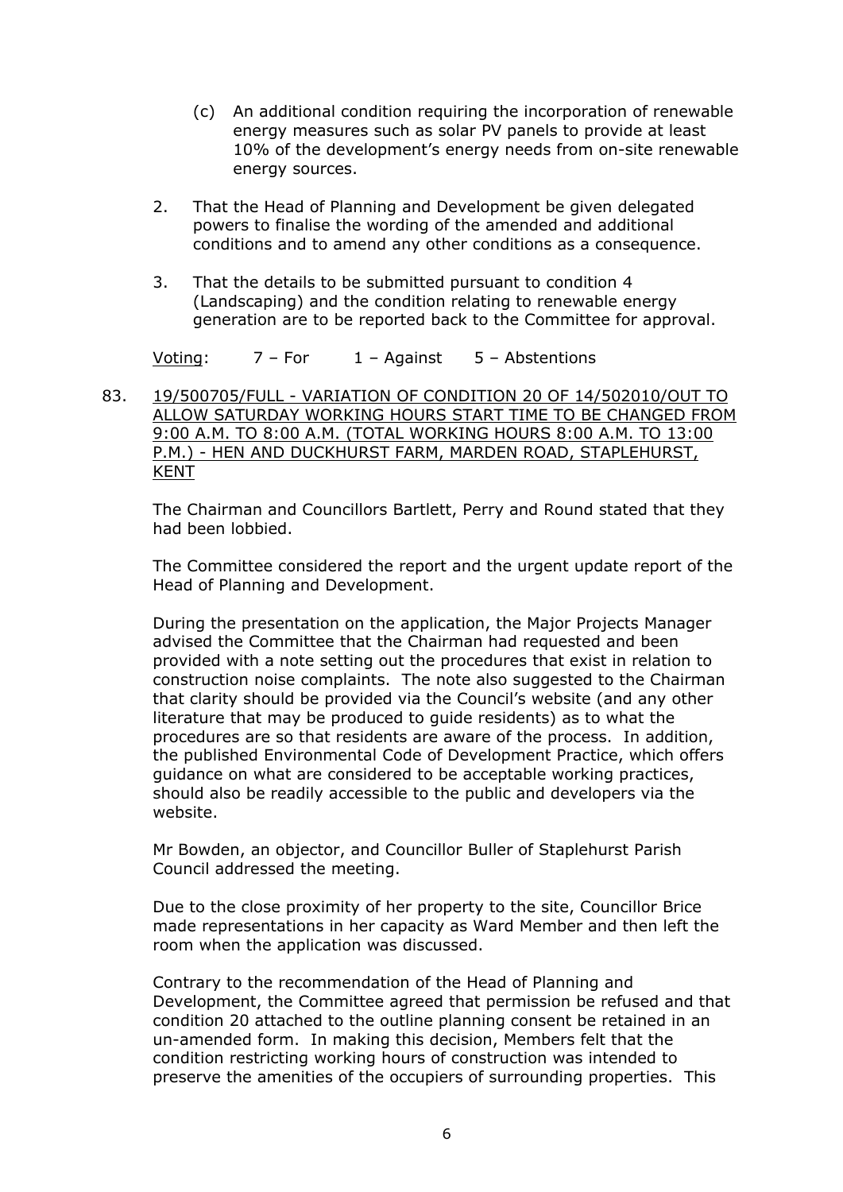(c) An additional condition requiring the incorporation of renewable energy measures such as solar PV panels to provide at least 10% of the development's energy needs from on-site renewable energy sources.

2. That the Head of Planning and Development be given delegated powers to finalise the wording of the amended and additional conditions and to amend any other conditions as a consequence.

3. That the details to be submitted pursuant to condition 4 (Landscaping) and the condition relating to renewable energy generation are to be reported back to the Committee for approval.

Voting: 7 – For 1 – Against 5 – Abstentions

83. 19/500705/FULL - VARIATION OF CONDITION 20 OF 14/502010/OUT TO ALLOW SATURDAY WORKING HOURS START TIME TO BE CHANGED FROM 9:00 A.M. TO 8:00 A.M. (TOTAL WORKING HOURS 8:00 A.M. TO 13:00 P.M.) - HEN AND DUCKHURST FARM, MARDEN ROAD, STAPLEHURST, KENT

The Chairman and Councillors Bartlett, Perry and Round stated that they had been lobbied.

The Committee considered the report and the urgent update report of the Head of Planning and Development.

During the presentation on the application, the Major Projects Manager advised the Committee that the Chairman had requested and been provided with a note setting out the procedures that exist in relation to construction noise complaints. The note also suggested to the Chairman that clarity should be provided via the Council's website (and any other literature that may be produced to guide residents) as to what the procedures are so that residents are aware of the process. In addition, the published Environmental Code of Development Practice, which offers guidance on what are considered to be acceptable working practices, should also be readily accessible to the public and developers via the website.

Mr Bowden, an objector, and Councillor Buller of Staplehurst Parish Council addressed the meeting.

Due to the close proximity of her property to the site, Councillor Brice made representations in her capacity as Ward Member and then left the room when the application was discussed.

Contrary to the recommendation of the Head of Planning and Development, the Committee agreed that permission be refused and that condition 20 attached to the outline planning consent be retained in an un-amended form. In making this decision, Members felt that the condition restricting working hours of construction was intended to preserve the amenities of the occupiers of surrounding properties. This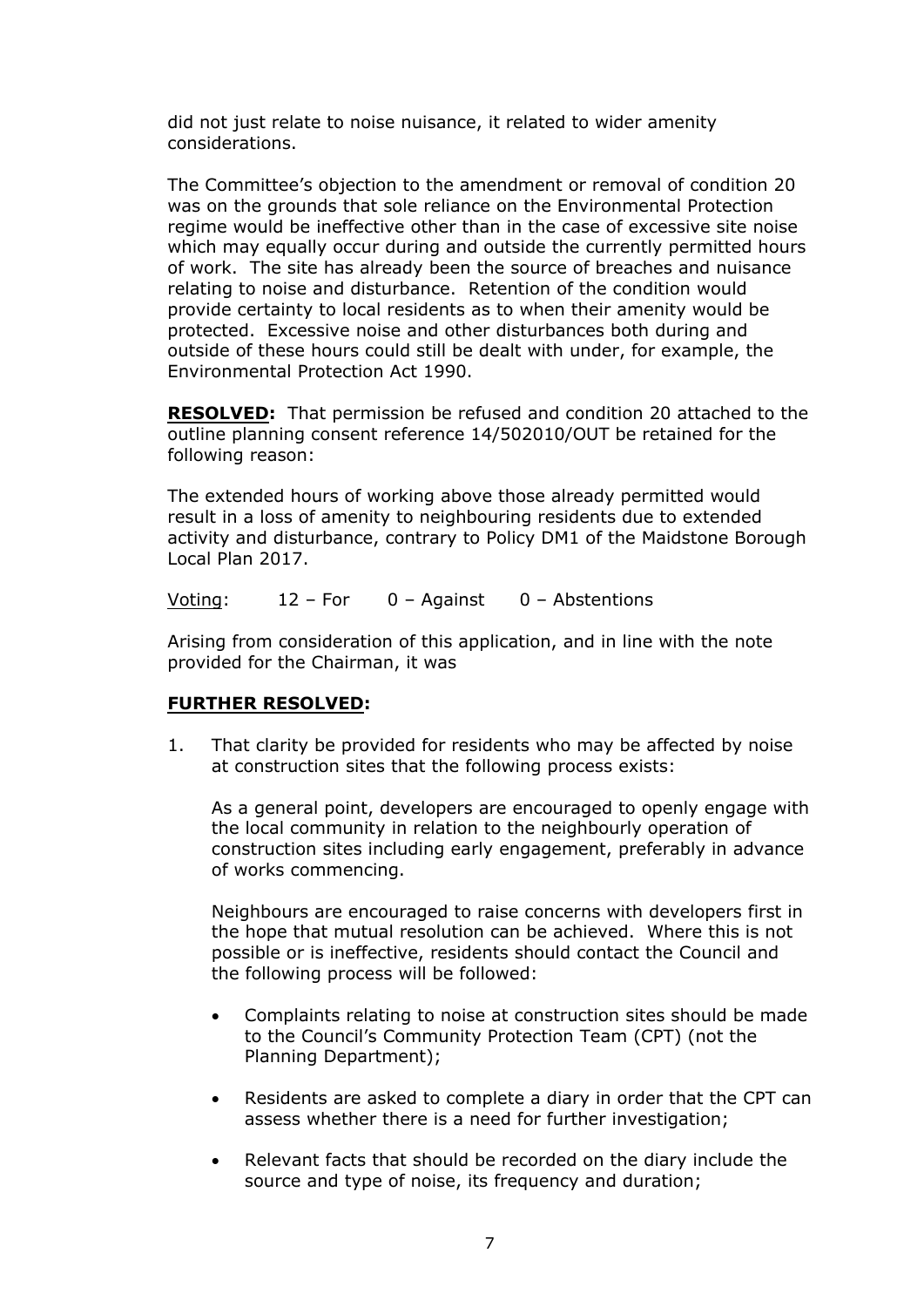did not just relate to noise nuisance, it related to wider amenity considerations.

The Committee's objection to the amendment or removal of condition 20 was on the grounds that sole reliance on the Environmental Protection regime would be ineffective other than in the case of excessive site noise which may equally occur during and outside the currently permitted hours of work. The site has already been the source of breaches and nuisance relating to noise and disturbance. Retention of the condition would provide certainty to local residents as to when their amenity would be protected. Excessive noise and other disturbances both during and outside of these hours could still be dealt with under, for example, the Environmental Protection Act 1990.

**RESOLVED:** That permission be refused and condition 20 attached to the outline planning consent reference 14/502010/OUT be retained for the following reason:

The extended hours of working above those already permitted would result in a loss of amenity to neighbouring residents due to extended activity and disturbance, contrary to Policy DM1 of the Maidstone Borough Local Plan 2017.

Voting: 12 – For 0 – Against 0 – Abstentions

Arising from consideration of this application, and in line with the note provided for the Chairman, it was

**FURTHER RESOLVED:**

1. That clarity be provided for residents who may be affected by noise at construction sites that the following process exists:

   As a general point, developers are encouraged to openly engage with the local community in relation to the neighbourly operation of construction sites including early engagement, preferably in advance of works commencing.

   Neighbours are encouraged to raise concerns with developers first in the hope that mutual resolution can be achieved. Where this is not possible or is ineffective, residents should contact the Council and the following process will be followed:

   - Complaints relating to noise at construction sites should be made to the Council's Community Protection Team (CPT) (not the Planning Department);
   - Residents are asked to complete a diary in order that the CPT can assess whether there is a need for further investigation;
   - Relevant facts that should be recorded on the diary include the source and type of noise, its frequency and duration;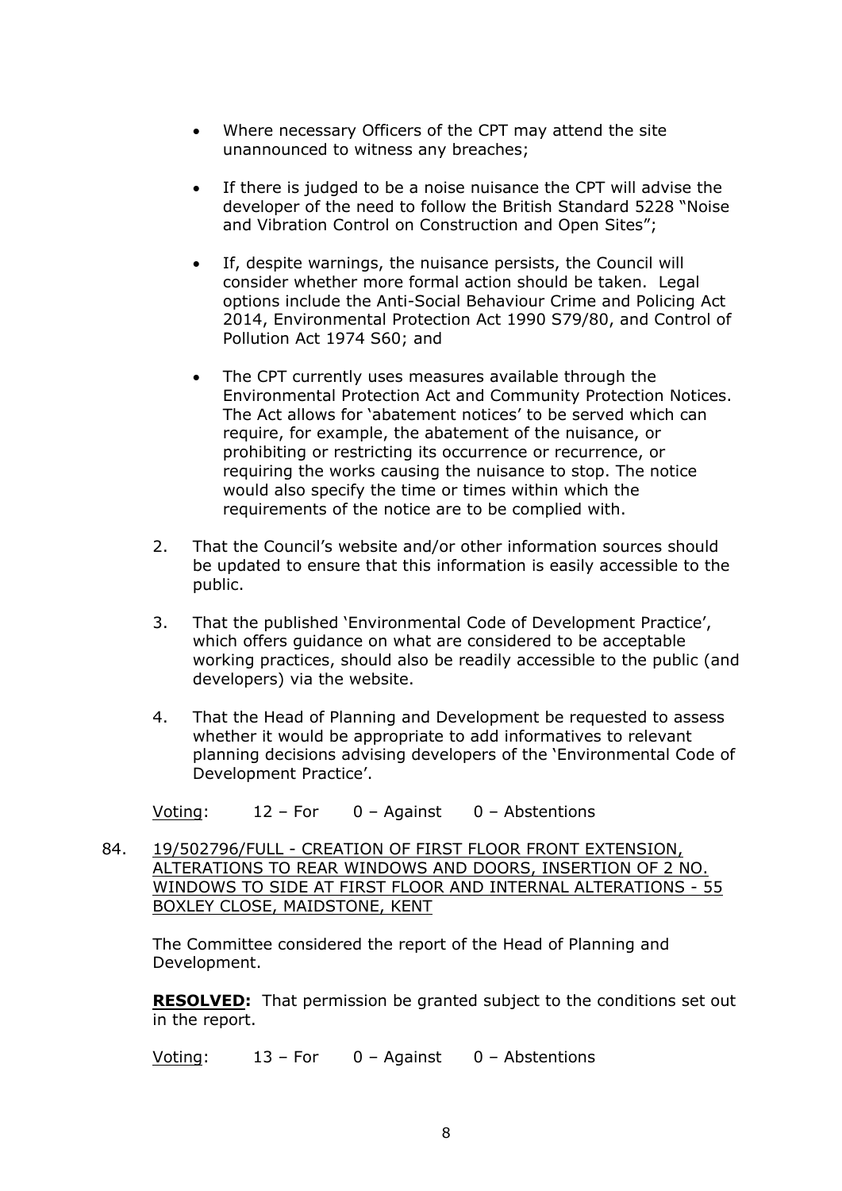- Where necessary Officers of the CPT may attend the site unannounced to witness any breaches;

- If there is judged to be a noise nuisance the CPT will advise the developer of the need to follow the British Standard 5228 "Noise and Vibration Control on Construction and Open Sites";

- If, despite warnings, the nuisance persists, the Council will consider whether more formal action should be taken. Legal options include the Anti-Social Behaviour Crime and Policing Act 2014, Environmental Protection Act 1990 S79/80, and Control of Pollution Act 1974 S60; and

- The CPT currently uses measures available through the Environmental Protection Act and Community Protection Notices. The Act allows for 'abatement notices' to be served which can require, for example, the abatement of the nuisance, or prohibiting or restricting its occurrence or recurrence, or requiring the works causing the nuisance to stop. The notice would also specify the time or times within which the requirements of the notice are to be complied with.

2. That the Council's website and/or other information sources should be updated to ensure that this information is easily accessible to the public.

3. That the published 'Environmental Code of Development Practice', which offers guidance on what are considered to be acceptable working practices, should also be readily accessible to the public (and developers) via the website.

4. That the Head of Planning and Development be requested to assess whether it would be appropriate to add informatives to relevant planning decisions advising developers of the 'Environmental Code of Development Practice'.

Voting: 12 – For 0 – Against 0 – Abstentions

84. 19/502796/FULL - CREATION OF FIRST FLOOR FRONT EXTENSION, ALTERATIONS TO REAR WINDOWS AND DOORS, INSERTION OF 2 NO. WINDOWS TO SIDE AT FIRST FLOOR AND INTERNAL ALTERATIONS - 55 BOXLEY CLOSE, MAIDSTONE, KENT

The Committee considered the report of the Head of Planning and Development.

**RESOLVED:** That permission be granted subject to the conditions set out in the report.

Voting: 13 – For 0 – Against 0 – Abstentions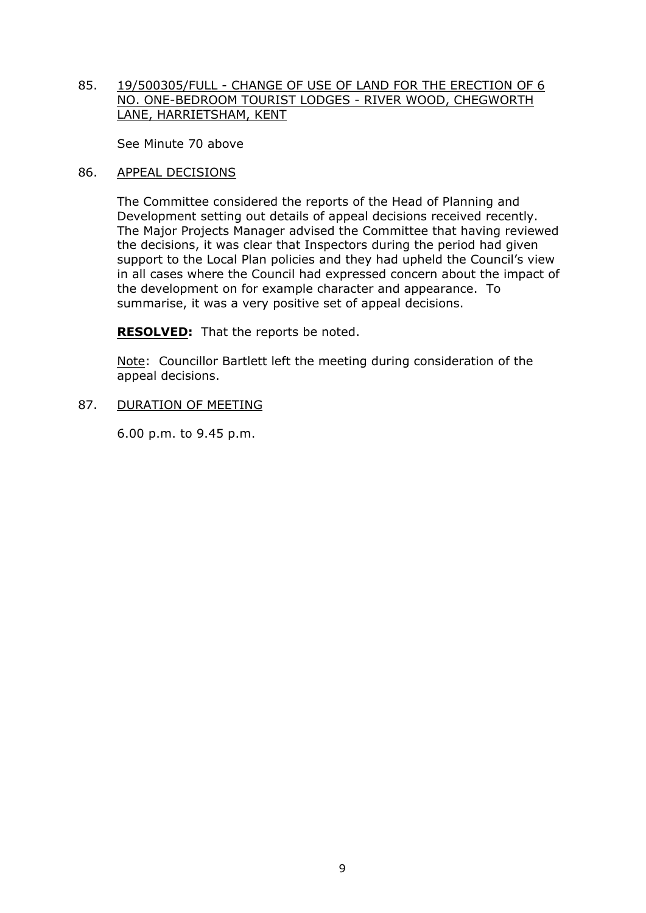85. <u>19/500305/FULL - CHANGE OF USE OF LAND FOR THE ERECTION OF 6 NO. ONE-BEDROOM TOURIST LODGES - RIVER WOOD, CHEGWORTH LANE, HARRIETSHAM, KENT</u>

    See Minute 70 above

86. <u>APPEAL DECISIONS</u>

    The Committee considered the reports of the Head of Planning and Development setting out details of appeal decisions received recently. The Major Projects Manager advised the Committee that having reviewed the decisions, it was clear that Inspectors during the period had given support to the Local Plan policies and they had upheld the Council's view in all cases where the Council had expressed concern about the impact of the development on for example character and appearance. To summarise, it was a very positive set of appeal decisions.

    **<u>RESOLVED</u>:** That the reports be noted.

    <u>Note</u>: Councillor Bartlett left the meeting during consideration of the appeal decisions.

87. <u>DURATION OF MEETING</u>

    6.00 p.m. to 9.45 p.m.